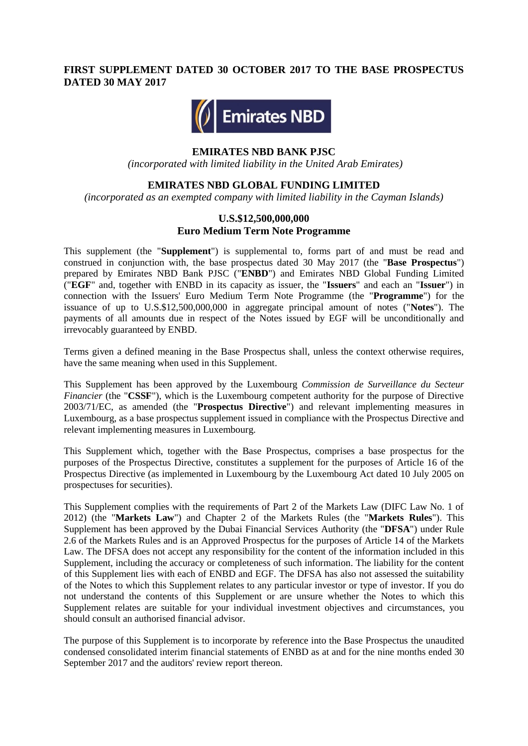**FIRST SUPPLEMENT DATED 30 OCTOBER 2017 TO THE BASE PROSPECTUS DATED 30 MAY 2017**

**EMIRATES NBD BANK PJSC**

*(incorporated with limited liability in the United Arab Emirates)*

**EMIRATES NBD GLOBAL FUNDING LIMITED**

*(incorporated as an exempted company with limited liability in the Cayman Islands)*

**U.S.$12,500,000,000**
**Euro Medium Term Note Programme**

This supplement (the "**Supplement**") is supplemental to, forms part of and must be read and construed in conjunction with, the base prospectus dated 30 May 2017 (the "**Base Prospectus**") prepared by Emirates NBD Bank PJSC ("**ENBD**") and Emirates NBD Global Funding Limited ("**EGF**" and, together with ENBD in its capacity as issuer, the "**Issuers**" and each an "**Issuer**") in connection with the Issuers' Euro Medium Term Note Programme (the "**Programme**") for the issuance of up to U.S.$12,500,000,000 in aggregate principal amount of notes ("**Notes**"). The payments of all amounts due in respect of the Notes issued by EGF will be unconditionally and irrevocably guaranteed by ENBD.

Terms given a defined meaning in the Base Prospectus shall, unless the context otherwise requires, have the same meaning when used in this Supplement.

This Supplement has been approved by the Luxembourg *Commission de Surveillance du Secteur Financier* (the "**CSSF**"), which is the Luxembourg competent authority for the purpose of Directive 2003/71/EC, as amended (the "**Prospectus Directive**") and relevant implementing measures in Luxembourg, as a base prospectus supplement issued in compliance with the Prospectus Directive and relevant implementing measures in Luxembourg.

This Supplement which, together with the Base Prospectus, comprises a base prospectus for the purposes of the Prospectus Directive, constitutes a supplement for the purposes of Article 16 of the Prospectus Directive (as implemented in Luxembourg by the Luxembourg Act dated 10 July 2005 on prospectuses for securities).

This Supplement complies with the requirements of Part 2 of the Markets Law (DIFC Law No. 1 of 2012) (the "**Markets Law**") and Chapter 2 of the Markets Rules (the "**Markets Rules**"). This Supplement has been approved by the Dubai Financial Services Authority (the "**DFSA**") under Rule 2.6 of the Markets Rules and is an Approved Prospectus for the purposes of Article 14 of the Markets Law. The DFSA does not accept any responsibility for the content of the information included in this Supplement, including the accuracy or completeness of such information. The liability for the content of this Supplement lies with each of ENBD and EGF. The DFSA has also not assessed the suitability of the Notes to which this Supplement relates to any particular investor or type of investor. If you do not understand the contents of this Supplement or are unsure whether the Notes to which this Supplement relates are suitable for your individual investment objectives and circumstances, you should consult an authorised financial advisor.

The purpose of this Supplement is to incorporate by reference into the Base Prospectus the unaudited condensed consolidated interim financial statements of ENBD as at and for the nine months ended 30 September 2017 and the auditors' review report thereon.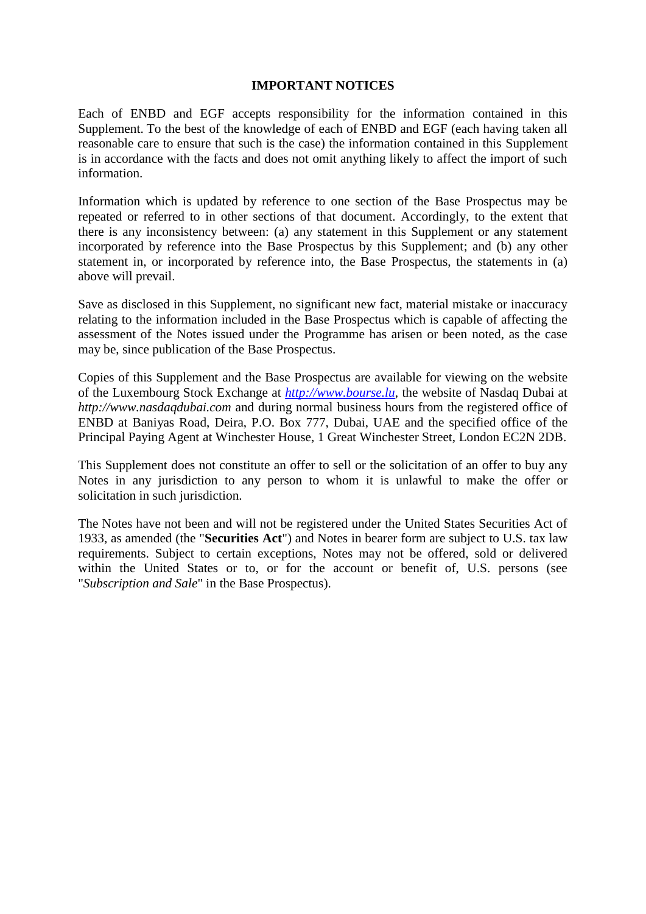# IMPORTANT NOTICES

Each of ENBD and EGF accepts responsibility for the information contained in this Supplement. To the best of the knowledge of each of ENBD and EGF (each having taken all reasonable care to ensure that such is the case) the information contained in this Supplement is in accordance with the facts and does not omit anything likely to affect the import of such information.

Information which is updated by reference to one section of the Base Prospectus may be repeated or referred to in other sections of that document. Accordingly, to the extent that there is any inconsistency between: (a) any statement in this Supplement or any statement incorporated by reference into the Base Prospectus by this Supplement; and (b) any other statement in, or incorporated by reference into, the Base Prospectus, the statements in (a) above will prevail.

Save as disclosed in this Supplement, no significant new fact, material mistake or inaccuracy relating to the information included in the Base Prospectus which is capable of affecting the assessment of the Notes issued under the Programme has arisen or been noted, as the case may be, since publication of the Base Prospectus.

Copies of this Supplement and the Base Prospectus are available for viewing on the website of the Luxembourg Stock Exchange at *http://www.bourse.lu*, the website of Nasdaq Dubai at *http://www.nasdaqdubai.com* and during normal business hours from the registered office of ENBD at Baniyas Road, Deira, P.O. Box 777, Dubai, UAE and the specified office of the Principal Paying Agent at Winchester House, 1 Great Winchester Street, London EC2N 2DB.

This Supplement does not constitute an offer to sell or the solicitation of an offer to buy any Notes in any jurisdiction to any person to whom it is unlawful to make the offer or solicitation in such jurisdiction.

The Notes have not been and will not be registered under the United States Securities Act of 1933, as amended (the "**Securities Act**") and Notes in bearer form are subject to U.S. tax law requirements. Subject to certain exceptions, Notes may not be offered, sold or delivered within the United States or to, or for the account or benefit of, U.S. persons (see "*Subscription and Sale*" in the Base Prospectus).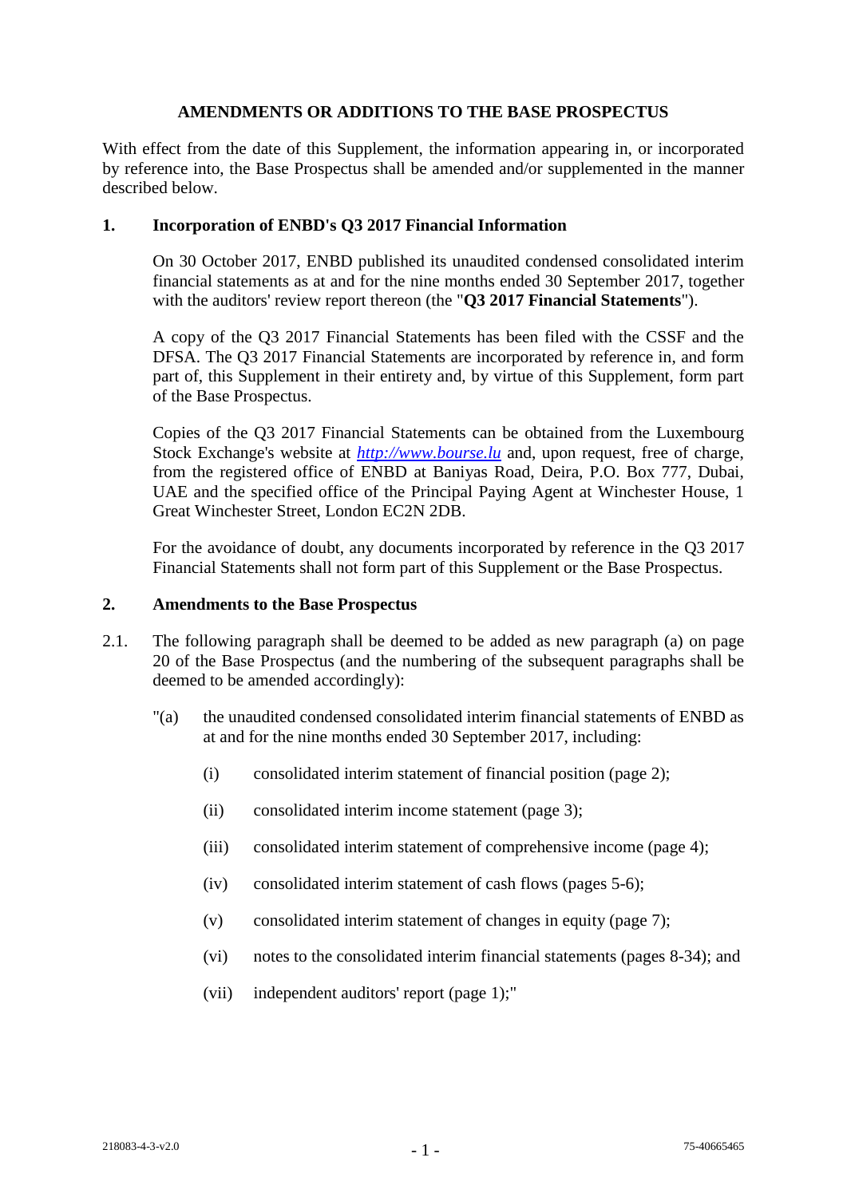## AMENDMENTS OR ADDITIONS TO THE BASE PROSPECTUS

With effect from the date of this Supplement, the information appearing in, or incorporated by reference into, the Base Prospectus shall be amended and/or supplemented in the manner described below.

### 1. Incorporation of ENBD's Q3 2017 Financial Information

On 30 October 2017, ENBD published its unaudited condensed consolidated interim financial statements as at and for the nine months ended 30 September 2017, together with the auditors' review report thereon (the "**Q3 2017 Financial Statements**").

A copy of the Q3 2017 Financial Statements has been filed with the CSSF and the DFSA. The Q3 2017 Financial Statements are incorporated by reference in, and form part of, this Supplement in their entirety and, by virtue of this Supplement, form part of the Base Prospectus.

Copies of the Q3 2017 Financial Statements can be obtained from the Luxembourg Stock Exchange's website at *http://www.bourse.lu* and, upon request, free of charge, from the registered office of ENBD at Baniyas Road, Deira, P.O. Box 777, Dubai, UAE and the specified office of the Principal Paying Agent at Winchester House, 1 Great Winchester Street, London EC2N 2DB.

For the avoidance of doubt, any documents incorporated by reference in the Q3 2017 Financial Statements shall not form part of this Supplement or the Base Prospectus.

### 2. Amendments to the Base Prospectus

2.1. The following paragraph shall be deemed to be added as new paragraph (a) on page 20 of the Base Prospectus (and the numbering of the subsequent paragraphs shall be deemed to be amended accordingly):

"(a) the unaudited condensed consolidated interim financial statements of ENBD as at and for the nine months ended 30 September 2017, including:

(i) consolidated interim statement of financial position (page 2);

(ii) consolidated interim income statement (page 3);

(iii) consolidated interim statement of comprehensive income (page 4);

(iv) consolidated interim statement of cash flows (pages 5-6);

(v) consolidated interim statement of changes in equity (page 7);

(vi) notes to the consolidated interim financial statements (pages 8-34); and

(vii) independent auditors' report (page 1);"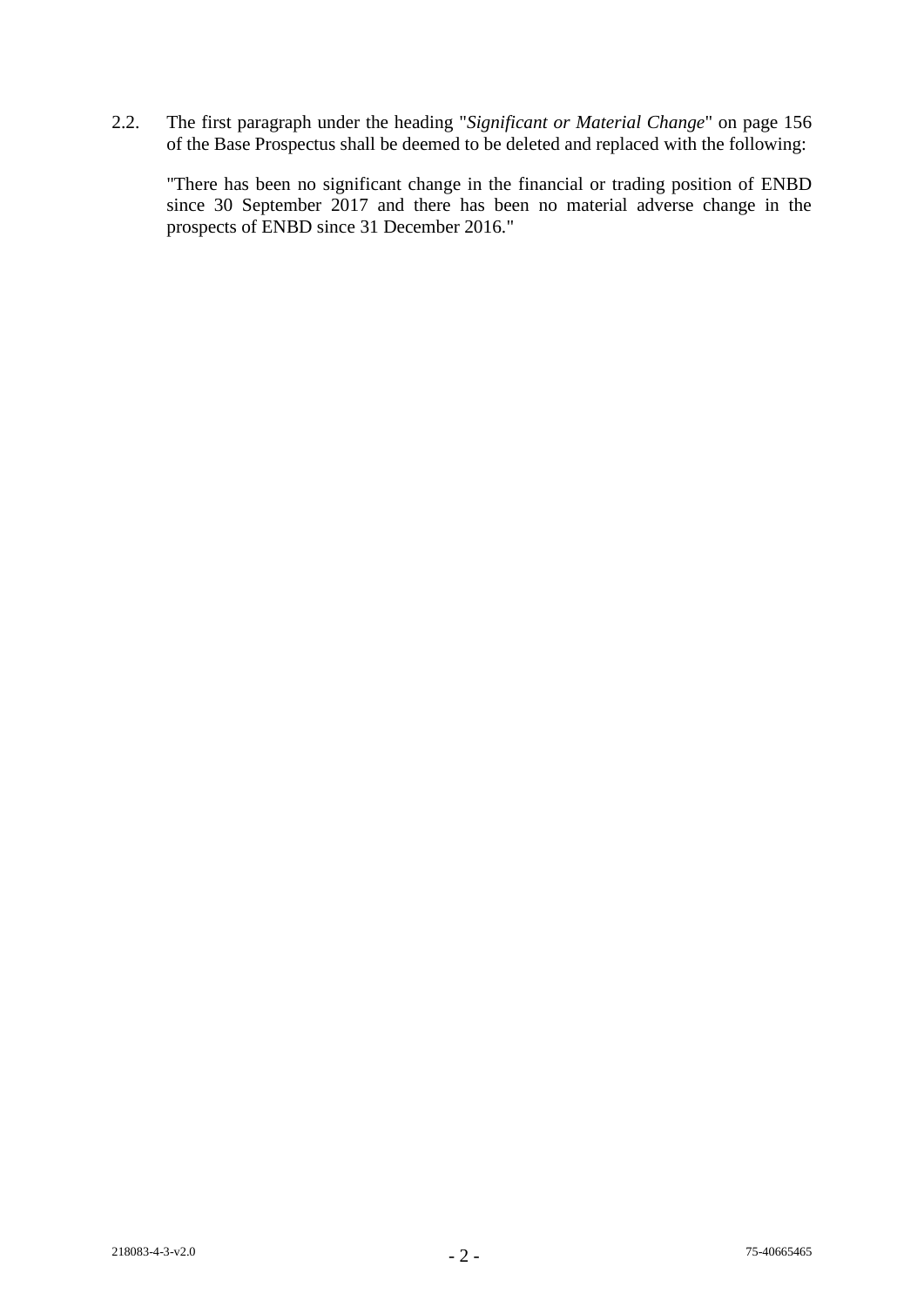2.2. The first paragraph under the heading "*Significant or Material Change*" on page 156 of the Base Prospectus shall be deemed to be deleted and replaced with the following:

"There has been no significant change in the financial or trading position of ENBD since 30 September 2017 and there has been no material adverse change in the prospects of ENBD since 31 December 2016."